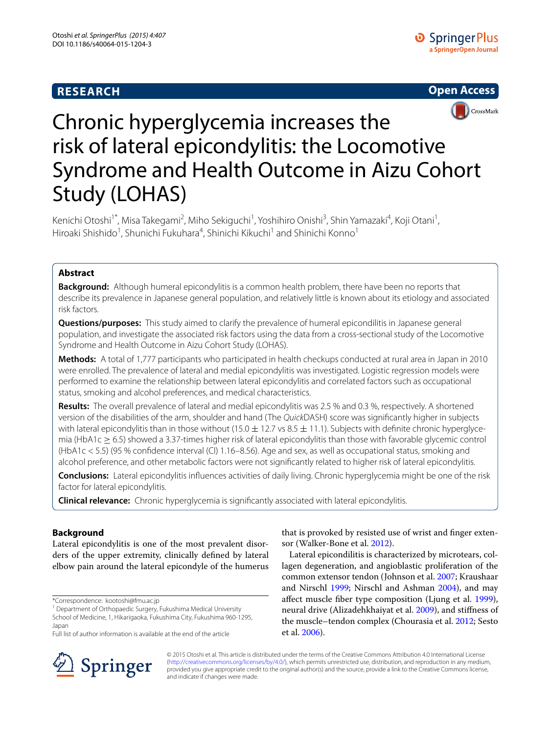RESEARCH

Open Access

# Chronic hyperglycemia increases the risk of lateral epicondylitis: the Locomotive Syndrome and Health Outcome in Aizu Cohort Study (LOHAS)

Kenichi Otoshi[1*], Misa Takegami[2], Miho Sekiguchi[1], Yoshihiro Onishi[3], Shin Yamazaki[4], Koji Otani[1], Hiroaki Shishido[1], Shunichi Fukuhara[4], Shinichi Kikuchi[1] and Shinichi Konno[1]

## Abstract

**Background:** Although humeral epicondylitis is a common health problem, there have been no reports that describe its prevalence in Japanese general population, and relatively little is known about its etiology and associated risk factors.

**Questions/purposes:** This study aimed to clarify the prevalence of humeral epicondilitis in Japanese general population, and investigate the associated risk factors using the data from a cross-sectional study of the Locomotive Syndrome and Health Outcome in Aizu Cohort Study (LOHAS).

**Methods:** A total of 1,777 participants who participated in health checkups conducted at rural area in Japan in 2010 were enrolled. The prevalence of lateral and medial epicondylitis was investigated. Logistic regression models were performed to examine the relationship between lateral epicondylitis and correlated factors such as occupational status, smoking and alcohol preferences, and medical characteristics.

**Results:** The overall prevalence of lateral and medial epicondylitis was 2.5 % and 0.3 %, respectively. A shortened version of the disabilities of the arm, shoulder and hand (The *Quick*DASH) score was significantly higher in subjects with lateral epicondylitis than in those without (15.0 ± 12.7 vs 8.5 ± 11.1). Subjects with definite chronic hyperglycemia (HbA1c ≥ 6.5) showed a 3.37-times higher risk of lateral epicondylitis than those with favorable glycemic control (HbA1c < 5.5) (95 % confidence interval (CI) 1.16–8.56). Age and sex, as well as occupational status, smoking and alcohol preference, and other metabolic factors were not significantly related to higher risk of lateral epicondylitis.

**Conclusions:** Lateral epicondylitis influences activities of daily living. Chronic hyperglycemia might be one of the risk factor for lateral epicondylitis.

**Clinical relevance:** Chronic hyperglycemia is significantly associated with lateral epicondylitis.

## Background

Lateral epicondylitis is one of the most prevalent disorders of the upper extremity, clinically defined by lateral elbow pain around the lateral epicondyle of the humerus that is provoked by resisted use of wrist and finger extensor (Walker-Bone et al. 2012).

Lateral epicondilitis is characterized by microtears, collagen degeneration, and angioblastic proliferation of the common extensor tendon (Johnson et al. 2007; Kraushaar and Nirschl 1999; Nirschl and Ashman 2004), and may affect muscle fiber type composition (Ljung et al. 1999), neural drive (Alizadehkhaiyat et al. 2009), and stiffness of the muscle–tendon complex (Chourasia et al. 2012; Sesto et al. 2006).

*Correspondence: kootoshi@fmu.ac.jp
[1] Department of Orthopaedic Surgery, Fukushima Medical University School of Medicine, 1, Hikarigaoka, Fukushima City, Fukushima 960-1295, Japan
Full list of author information is available at the end of the article

© 2015 Otoshi et al. This article is distributed under the terms of the Creative Commons Attribution 4.0 International License (http://creativecommons.org/licenses/by/4.0/), which permits unrestricted use, distribution, and reproduction in any medium, provided you give appropriate credit to the original author(s) and the source, provide a link to the Creative Commons license, and indicate if changes were made.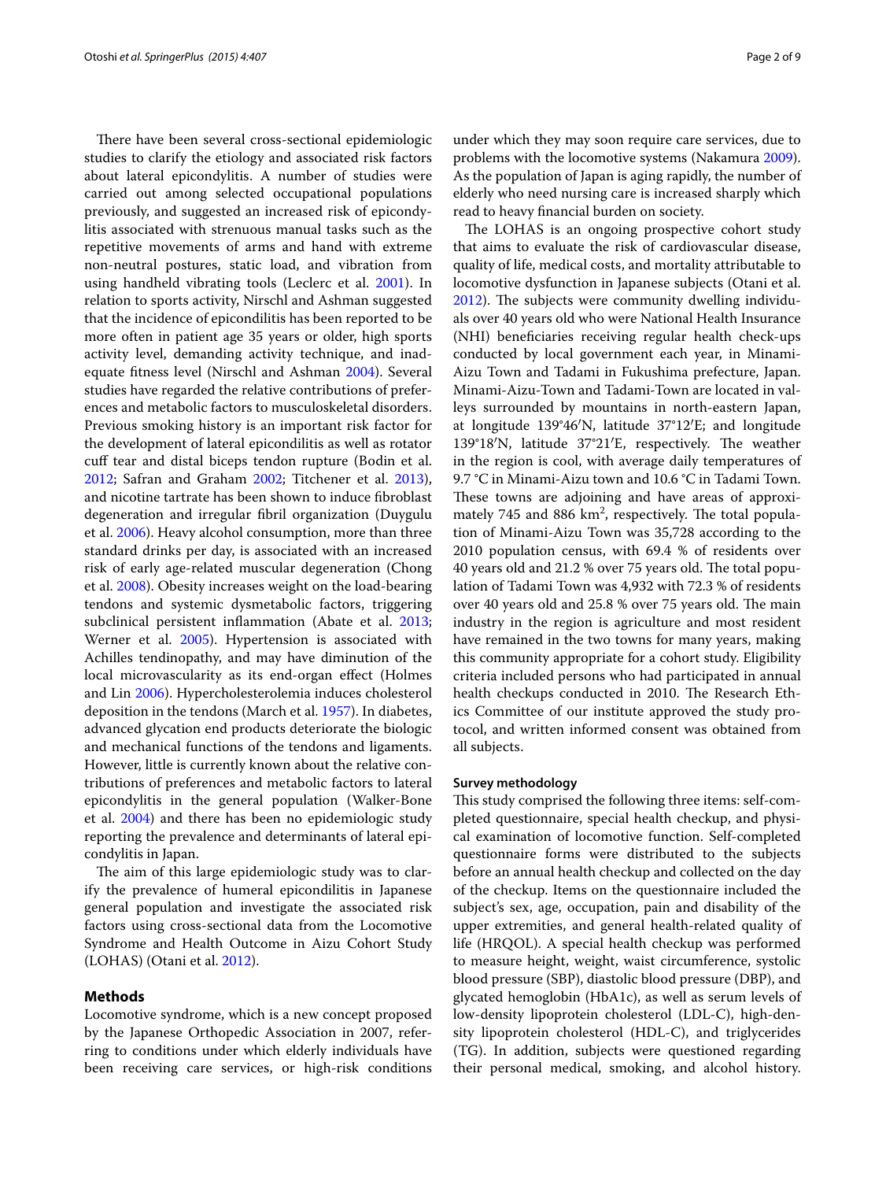There have been several cross-sectional epidemiologic studies to clarify the etiology and associated risk factors about lateral epicondylitis. A number of studies were carried out among selected occupational populations previously, and suggested an increased risk of epicondylitis associated with strenuous manual tasks such as the repetitive movements of arms and hand with extreme non-neutral postures, static load, and vibration from using handheld vibrating tools (Leclerc et al. 2001). In relation to sports activity, Nirschl and Ashman suggested that the incidence of epicondilitis has been reported to be more often in patient age 35 years or older, high sports activity level, demanding activity technique, and inadequate fitness level (Nirschl and Ashman 2004). Several studies have regarded the relative contributions of preferences and metabolic factors to musculoskeletal disorders. Previous smoking history is an important risk factor for the development of lateral epicondilitis as well as rotator cuff tear and distal biceps tendon rupture (Bodin et al. 2012; Safran and Graham 2002; Titchener et al. 2013), and nicotine tartrate has been shown to induce fibroblast degeneration and irregular fibril organization (Duygulu et al. 2006). Heavy alcohol consumption, more than three standard drinks per day, is associated with an increased risk of early age-related muscular degeneration (Chong et al. 2008). Obesity increases weight on the load-bearing tendons and systemic dysmetabolic factors, triggering subclinical persistent inflammation (Abate et al. 2013; Werner et al. 2005). Hypertension is associated with Achilles tendinopathy, and may have diminution of the local microvascularity as its end-organ effect (Holmes and Lin 2006). Hypercholesterolemia induces cholesterol deposition in the tendons (March et al. 1957). In diabetes, advanced glycation end products deteriorate the biologic and mechanical functions of the tendons and ligaments. However, little is currently known about the relative contributions of preferences and metabolic factors to lateral epicondylitis in the general population (Walker-Bone et al. 2004) and there has been no epidemiologic study reporting the prevalence and determinants of lateral epicondylitis in Japan.

The aim of this large epidemiologic study was to clarify the prevalence of humeral epicondilitis in Japanese general population and investigate the associated risk factors using cross-sectional data from the Locomotive Syndrome and Health Outcome in Aizu Cohort Study (LOHAS) (Otani et al. 2012).

## Methods

Locomotive syndrome, which is a new concept proposed by the Japanese Orthopedic Association in 2007, referring to conditions under which elderly individuals have been receiving care services, or high-risk conditions under which they may soon require care services, due to problems with the locomotive systems (Nakamura 2009). As the population of Japan is aging rapidly, the number of elderly who need nursing care is increased sharply which read to heavy financial burden on society.

The LOHAS is an ongoing prospective cohort study that aims to evaluate the risk of cardiovascular disease, quality of life, medical costs, and mortality attributable to locomotive dysfunction in Japanese subjects (Otani et al. 2012). The subjects were community dwelling individuals over 40 years old who were National Health Insurance (NHI) beneficiaries receiving regular health check-ups conducted by local government each year, in Minami-Aizu Town and Tadami in Fukushima prefecture, Japan. Minami-Aizu-Town and Tadami-Town are located in valleys surrounded by mountains in north-eastern Japan, at longitude 139°46′N, latitude 37°12′E; and longitude 139°18′N, latitude 37°21′E, respectively. The weather in the region is cool, with average daily temperatures of 9.7 °C in Minami-Aizu town and 10.6 °C in Tadami Town. These towns are adjoining and have areas of approximately 745 and 886 km$^2$, respectively. The total population of Minami-Aizu Town was 35,728 according to the 2010 population census, with 69.4 % of residents over 40 years old and 21.2 % over 75 years old. The total population of Tadami Town was 4,932 with 72.3 % of residents over 40 years old and 25.8 % over 75 years old. The main industry in the region is agriculture and most resident have remained in the two towns for many years, making this community appropriate for a cohort study. Eligibility criteria included persons who had participated in annual health checkups conducted in 2010. The Research Ethics Committee of our institute approved the study protocol, and written informed consent was obtained from all subjects.

### Survey methodology

This study comprised the following three items: self-completed questionnaire, special health checkup, and physical examination of locomotive function. Self-completed questionnaire forms were distributed to the subjects before an annual health checkup and collected on the day of the checkup. Items on the questionnaire included the subject's sex, age, occupation, pain and disability of the upper extremities, and general health-related quality of life (HRQOL). A special health checkup was performed to measure height, weight, waist circumference, systolic blood pressure (SBP), diastolic blood pressure (DBP), and glycated hemoglobin (HbA1c), as well as serum levels of low-density lipoprotein cholesterol (LDL-C), high-density lipoprotein cholesterol (HDL-C), and triglycerides (TG). In addition, subjects were questioned regarding their personal medical, smoking, and alcohol history.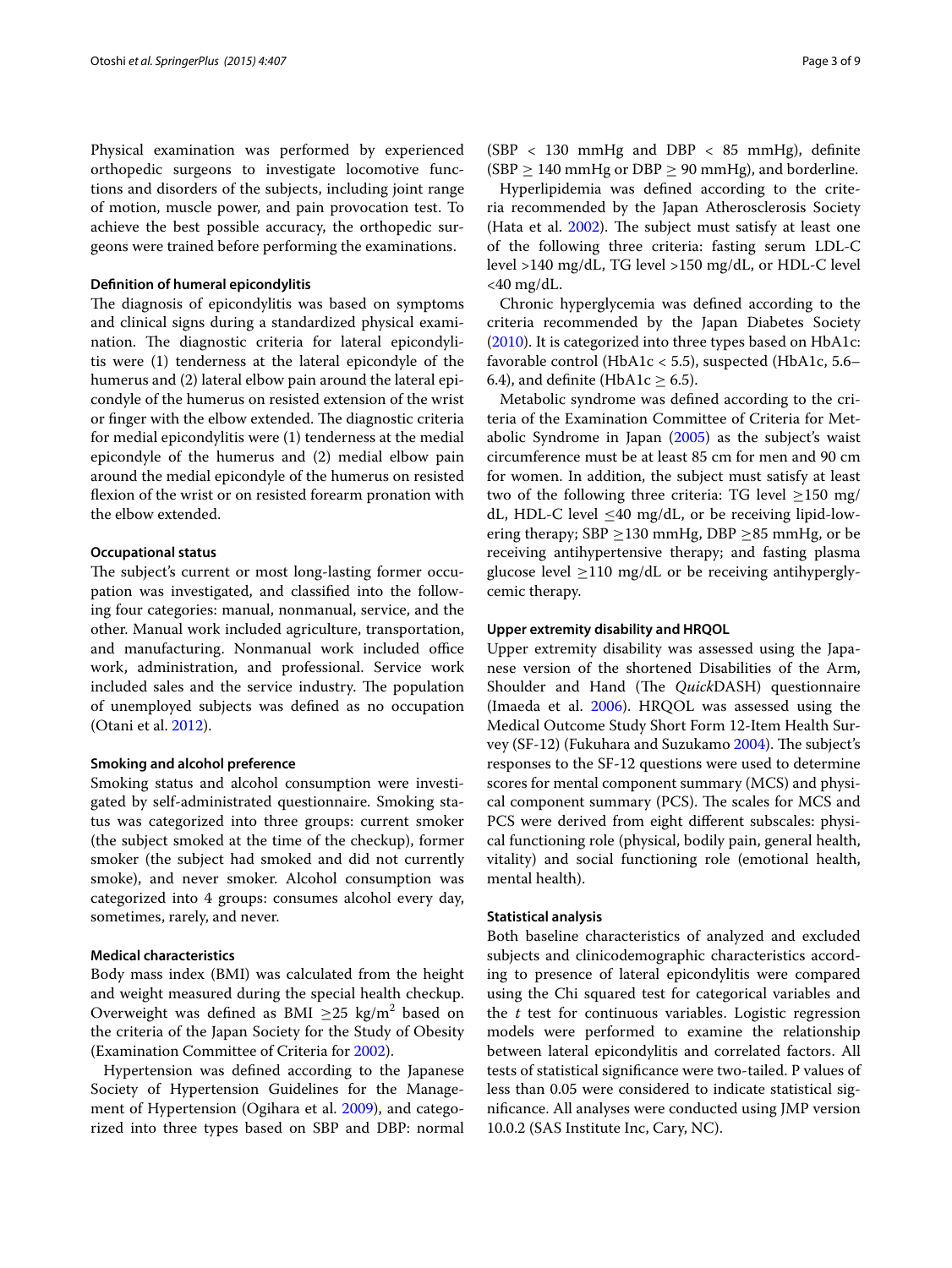Physical examination was performed by experienced orthopedic surgeons to investigate locomotive functions and disorders of the subjects, including joint range of motion, muscle power, and pain provocation test. To achieve the best possible accuracy, the orthopedic surgeons were trained before performing the examinations.

#### Definition of humeral epicondylitis

The diagnosis of epicondylitis was based on symptoms and clinical signs during a standardized physical examination. The diagnostic criteria for lateral epicondylitis were (1) tenderness at the lateral epicondyle of the humerus and (2) lateral elbow pain around the lateral epicondyle of the humerus on resisted extension of the wrist or finger with the elbow extended. The diagnostic criteria for medial epicondylitis were (1) tenderness at the medial epicondyle of the humerus and (2) medial elbow pain around the medial epicondyle of the humerus on resisted flexion of the wrist or on resisted forearm pronation with the elbow extended.

#### Occupational status

The subject's current or most long-lasting former occupation was investigated, and classified into the following four categories: manual, nonmanual, service, and the other. Manual work included agriculture, transportation, and manufacturing. Nonmanual work included office work, administration, and professional. Service work included sales and the service industry. The population of unemployed subjects was defined as no occupation (Otani et al. 2012).

#### Smoking and alcohol preference

Smoking status and alcohol consumption were investigated by self-administrated questionnaire. Smoking status was categorized into three groups: current smoker (the subject smoked at the time of the checkup), former smoker (the subject had smoked and did not currently smoke), and never smoker. Alcohol consumption was categorized into 4 groups: consumes alcohol every day, sometimes, rarely, and never.

#### Medical characteristics

Body mass index (BMI) was calculated from the height and weight measured during the special health checkup. Overweight was defined as BMI $\geq$25 kg/m$^2$ based on the criteria of the Japan Society for the Study of Obesity (Examination Committee of Criteria for 2002).

Hypertension was defined according to the Japanese Society of Hypertension Guidelines for the Management of Hypertension (Ogihara et al. 2009), and categorized into three types based on SBP and DBP: normal (SBP $<$ 130 mmHg and DBP $<$ 85 mmHg), definite (SBP $\geq$ 140 mmHg or DBP $\geq$ 90 mmHg), and borderline.

Hyperlipidemia was defined according to the criteria recommended by the Japan Atherosclerosis Society (Hata et al. 2002). The subject must satisfy at least one of the following three criteria: fasting serum LDL-C level >140 mg/dL, TG level >150 mg/dL, or HDL-C level <40 mg/dL.

Chronic hyperglycemia was defined according to the criteria recommended by the Japan Diabetes Society (2010). It is categorized into three types based on HbA1c: favorable control (HbA1c < 5.5), suspected (HbA1c, 5.6–6.4), and definite (HbA1c $\geq$ 6.5).

Metabolic syndrome was defined according to the criteria of the Examination Committee of Criteria for Metabolic Syndrome in Japan (2005) as the subject's waist circumference must be at least 85 cm for men and 90 cm for women. In addition, the subject must satisfy at least two of the following three criteria: TG level $\geq$150 mg/dL, HDL-C level $\leq$40 mg/dL, or be receiving lipid-lowering therapy; SBP $\geq$130 mmHg, DBP $\geq$85 mmHg, or be receiving antihypertensive therapy; and fasting plasma glucose level $\geq$110 mg/dL or be receiving antihyperglycemic therapy.

#### Upper extremity disability and HRQOL

Upper extremity disability was assessed using the Japanese version of the shortened Disabilities of the Arm, Shoulder and Hand (The *Quick*DASH) questionnaire (Imaeda et al. 2006). HRQOL was assessed using the Medical Outcome Study Short Form 12-Item Health Survey (SF-12) (Fukuhara and Suzukamo 2004). The subject's responses to the SF-12 questions were used to determine scores for mental component summary (MCS) and physical component summary (PCS). The scales for MCS and PCS were derived from eight different subscales: physical functioning role (physical, bodily pain, general health, vitality) and social functioning role (emotional health, mental health).

#### Statistical analysis

Both baseline characteristics of analyzed and excluded subjects and clinicodemographic characteristics according to presence of lateral epicondylitis were compared using the Chi squared test for categorical variables and the *t* test for continuous variables. Logistic regression models were performed to examine the relationship between lateral epicondylitis and correlated factors. All tests of statistical significance were two-tailed. P values of less than 0.05 were considered to indicate statistical significance. All analyses were conducted using JMP version 10.0.2 (SAS Institute Inc, Cary, NC).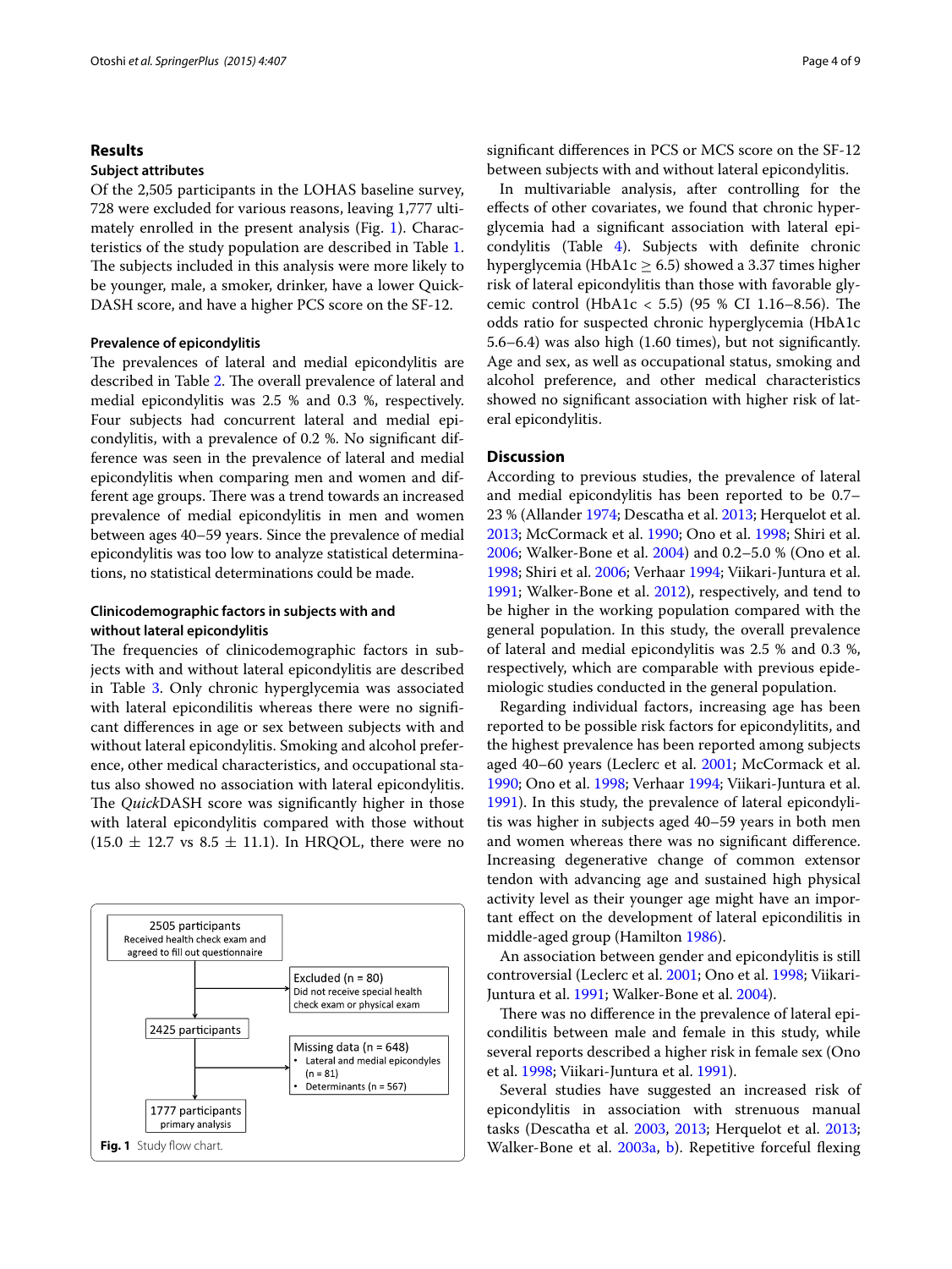## Results

### Subject attributes

Of the 2,505 participants in the LOHAS baseline survey, 728 were excluded for various reasons, leaving 1,777 ultimately enrolled in the present analysis (Fig. 1). Characteristics of the study population are described in Table 1. The subjects included in this analysis were more likely to be younger, male, a smoker, drinker, have a lower QuickDASH score, and have a higher PCS score on the SF-12.

### Prevalence of epicondylitis

The prevalences of lateral and medial epicondylitis are described in Table 2. The overall prevalence of lateral and medial epicondylitis was 2.5 % and 0.3 %, respectively. Four subjects had concurrent lateral and medial epicondylitis, with a prevalence of 0.2 %. No significant difference was seen in the prevalence of lateral and medial epicondylitis when comparing men and women and different age groups. There was a trend towards an increased prevalence of medial epicondylitis in men and women between ages 40–59 years. Since the prevalence of medial epicondylitis was too low to analyze statistical determinations, no statistical determinations could be made.

### Clinicodemographic factors in subjects with and without lateral epicondylitis

The frequencies of clinicodemographic factors in subjects with and without lateral epicondylitis are described in Table 3. Only chronic hyperglycemia was associated with lateral epicondilitis whereas there were no significant differences in age or sex between subjects with and without lateral epicondylitis. Smoking and alcohol preference, other medical characteristics, and occupational status also showed no association with lateral epicondylitis. The *Quick*DASH score was significantly higher in those with lateral epicondylitis compared with those without ($15.0 \pm 12.7$ vs $8.5 \pm 11.1$). In HRQOL, there were no significant differences in PCS or MCS score on the SF-12 between subjects with and without lateral epicondylitis.

In multivariable analysis, after controlling for the effects of other covariates, we found that chronic hyperglycemia had a significant association with lateral epicondylitis (Table 4). Subjects with definite chronic hyperglycemia (HbA1c $\geq 6.5$) showed a 3.37 times higher risk of lateral epicondylitis than those with favorable glycemic control (HbA1c $< 5.5$) (95 % CI 1.16–8.56). The odds ratio for suspected chronic hyperglycemia (HbA1c 5.6–6.4) was also high (1.60 times), but not significantly. Age and sex, as well as occupational status, smoking and alcohol preference, and other medical characteristics showed no significant association with higher risk of lateral epicondylitis.

2505 participants
Received health check exam and agreed to fill out questionnaire

Excluded (n = 80)
Did not receive special health check exam or physical exam

2425 participants

Missing data (n = 648)
- Lateral and medial epicondyles (n = 81)
- Determinants (n = 567)

1777 participants
primary analysis

**Fig. 1** Study flow chart.

## Discussion

According to previous studies, the prevalence of lateral and medial epicondylitis has been reported to be 0.7–23 % (Allander 1974; Descatha et al. 2013; Herquelot et al. 2013; McCormack et al. 1990; Ono et al. 1998; Shiri et al. 2006; Walker-Bone et al. 2004) and 0.2–5.0 % (Ono et al. 1998; Shiri et al. 2006; Verhaar 1994; Viikari-Juntura et al. 1991; Walker-Bone et al. 2012), respectively, and tend to be higher in the working population compared with the general population. In this study, the overall prevalence of lateral and medial epicondylitis was 2.5 % and 0.3 %, respectively, which are comparable with previous epidemiologic studies conducted in the general population.

Regarding individual factors, increasing age has been reported to be possible risk factors for epicondylitits, and the highest prevalence has been reported among subjects aged 40–60 years (Leclerc et al. 2001; McCormack et al. 1990; Ono et al. 1998; Verhaar 1994; Viikari-Juntura et al. 1991). In this study, the prevalence of lateral epicondylitis was higher in subjects aged 40–59 years in both men and women whereas there was no significant difference. Increasing degenerative change of common extensor tendon with advancing age and sustained high physical activity level as their younger age might have an important effect on the development of lateral epicondilitis in middle-aged group (Hamilton 1986).

An association between gender and epicondylitis is still controversial (Leclerc et al. 2001; Ono et al. 1998; Viikari-Juntura et al. 1991; Walker-Bone et al. 2004).

There was no difference in the prevalence of lateral epicondilitis between male and female in this study, while several reports described a higher risk in female sex (Ono et al. 1998; Viikari-Juntura et al. 1991).

Several studies have suggested an increased risk of epicondylitis in association with strenuous manual tasks (Descatha et al. 2003, 2013; Herquelot et al. 2013; Walker-Bone et al. 2003a, b). Repetitive forceful flexing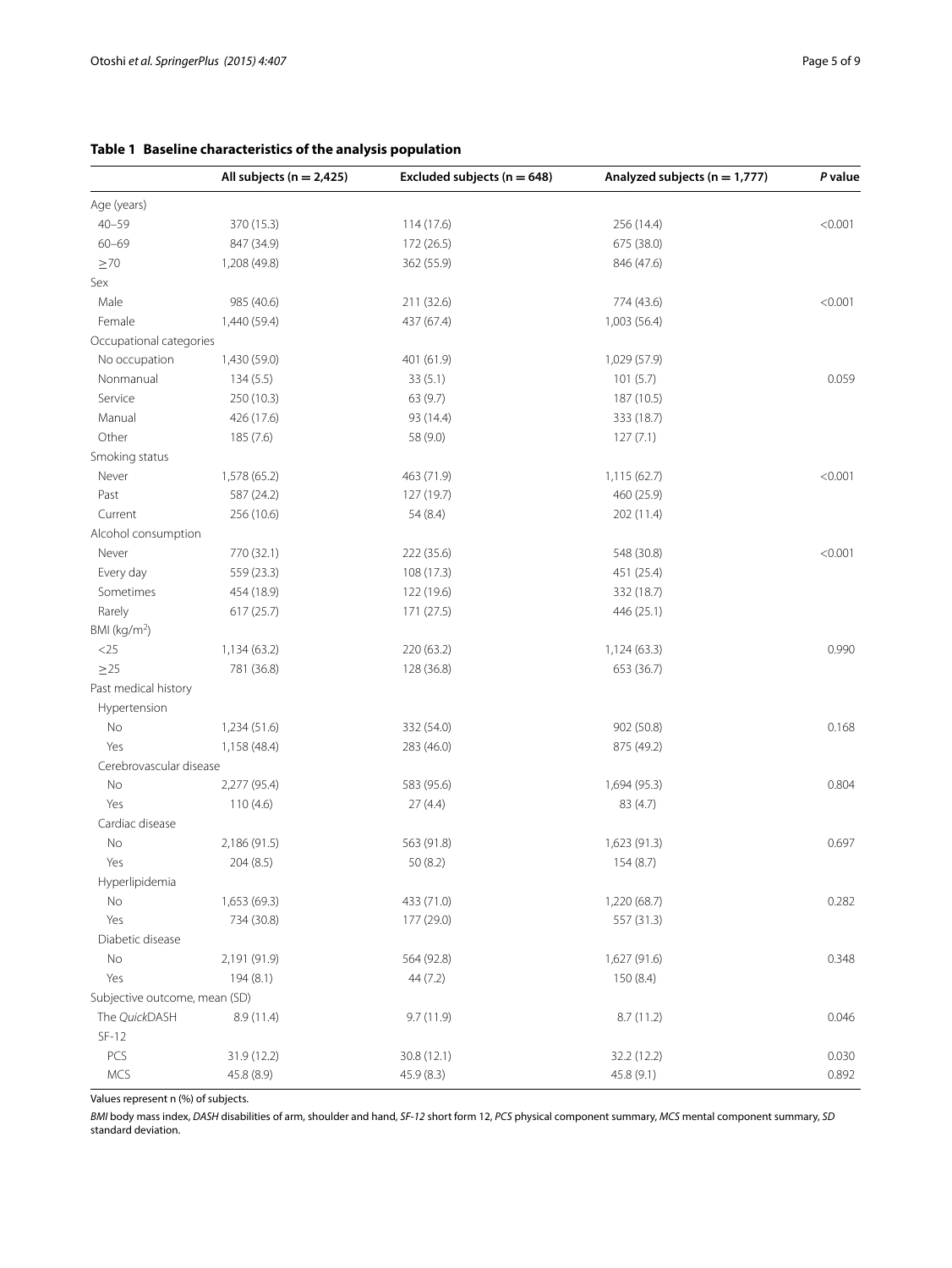**Table 1 Baseline characteristics of the analysis population**

| | All subjects (n = 2,425) | Excluded subjects (n = 648) | Analyzed subjects (n = 1,777) | *P* value |
|---|---|---|---|---|
| Age (years) | | | | |
| 40–59 | 370 (15.3) | 114 (17.6) | 256 (14.4) | <0.001 |
| 60–69 | 847 (34.9) | 172 (26.5) | 675 (38.0) | |
| ≥70 | 1,208 (49.8) | 362 (55.9) | 846 (47.6) | |
| Sex | | | | |
| Male | 985 (40.6) | 211 (32.6) | 774 (43.6) | <0.001 |
| Female | 1,440 (59.4) | 437 (67.4) | 1,003 (56.4) | |
| Occupational categories | | | | |
| No occupation | 1,430 (59.0) | 401 (61.9) | 1,029 (57.9) | |
| Nonmanual | 134 (5.5) | 33 (5.1) | 101 (5.7) | 0.059 |
| Service | 250 (10.3) | 63 (9.7) | 187 (10.5) | |
| Manual | 426 (17.6) | 93 (14.4) | 333 (18.7) | |
| Other | 185 (7.6) | 58 (9.0) | 127 (7.1) | |
| Smoking status | | | | |
| Never | 1,578 (65.2) | 463 (71.9) | 1,115 (62.7) | <0.001 |
| Past | 587 (24.2) | 127 (19.7) | 460 (25.9) | |
| Current | 256 (10.6) | 54 (8.4) | 202 (11.4) | |
| Alcohol consumption | | | | |
| Never | 770 (32.1) | 222 (35.6) | 548 (30.8) | <0.001 |
| Every day | 559 (23.3) | 108 (17.3) | 451 (25.4) | |
| Sometimes | 454 (18.9) | 122 (19.6) | 332 (18.7) | |
| Rarely | 617 (25.7) | 171 (27.5) | 446 (25.1) | |
| BMI (kg/m$^2$) | | | | |
| <25 | 1,134 (63.2) | 220 (63.2) | 1,124 (63.3) | 0.990 |
| ≥25 | 781 (36.8) | 128 (36.8) | 653 (36.7) | |
| Past medical history | | | | |
| Hypertension | | | | |
| No | 1,234 (51.6) | 332 (54.0) | 902 (50.8) | 0.168 |
| Yes | 1,158 (48.4) | 283 (46.0) | 875 (49.2) | |
| Cerebrovascular disease | | | | |
| No | 2,277 (95.4) | 583 (95.6) | 1,694 (95.3) | 0.804 |
| Yes | 110 (4.6) | 27 (4.4) | 83 (4.7) | |
| Cardiac disease | | | | |
| No | 2,186 (91.5) | 563 (91.8) | 1,623 (91.3) | 0.697 |
| Yes | 204 (8.5) | 50 (8.2) | 154 (8.7) | |
| Hyperlipidemia | | | | |
| No | 1,653 (69.3) | 433 (71.0) | 1,220 (68.7) | 0.282 |
| Yes | 734 (30.8) | 177 (29.0) | 557 (31.3) | |
| Diabetic disease | | | | |
| No | 2,191 (91.9) | 564 (92.8) | 1,627 (91.6) | 0.348 |
| Yes | 194 (8.1) | 44 (7.2) | 150 (8.4) | |
| Subjective outcome, mean (SD) | | | | |
| The *Quick*DASH | 8.9 (11.4) | 9.7 (11.9) | 8.7 (11.2) | 0.046 |
| SF-12 | | | | |
| PCS | 31.9 (12.2) | 30.8 (12.1) | 32.2 (12.2) | 0.030 |
| MCS | 45.8 (8.9) | 45.9 (8.3) | 45.8 (9.1) | 0.892 |

Values represent n (%) of subjects.

*BMI* body mass index, *DASH* disabilities of arm, shoulder and hand, *SF-12* short form 12, *PCS* physical component summary, *MCS* mental component summary, *SD* standard deviation.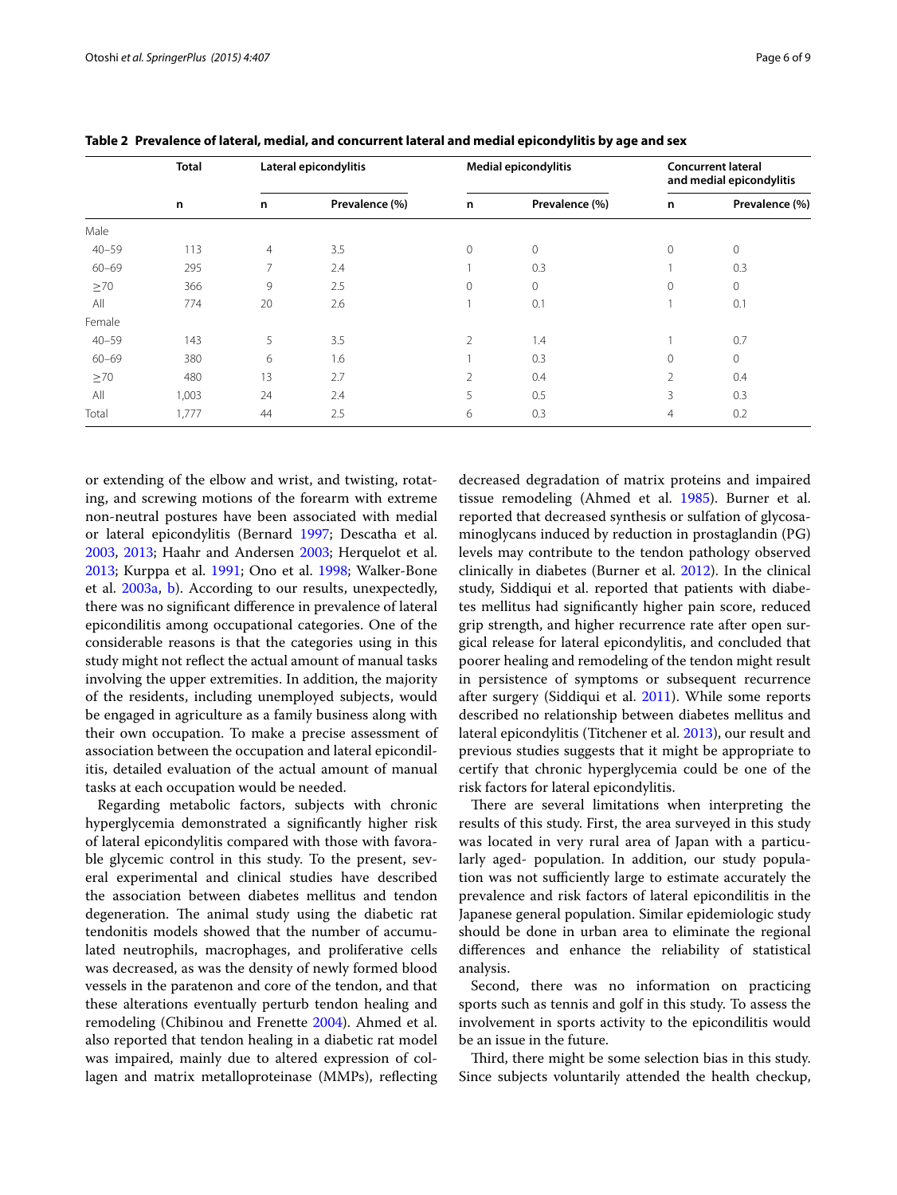**Table 2 Prevalence of lateral, medial, and concurrent lateral and medial epicondylitis by age and sex**

| | Total | Lateral epicondylitis | | Medial epicondylitis | | Concurrent lateral and medial epicondylitis | |
|---|---|---|---|---|---|---|---|
| | n | n | Prevalence (%) | n | Prevalence (%) | n | Prevalence (%) |
| Male | | | | | | | |
| 40–59 | 113 | 4 | 3.5 | 0 | 0 | 0 | 0 |
| 60–69 | 295 | 7 | 2.4 | 1 | 0.3 | 1 | 0.3 |
| ≥70 | 366 | 9 | 2.5 | 0 | 0 | 0 | 0 |
| All | 774 | 20 | 2.6 | 1 | 0.1 | 1 | 0.1 |
| Female | | | | | | | |
| 40–59 | 143 | 5 | 3.5 | 2 | 1.4 | 1 | 0.7 |
| 60–69 | 380 | 6 | 1.6 | 1 | 0.3 | 0 | 0 |
| ≥70 | 480 | 13 | 2.7 | 2 | 0.4 | 2 | 0.4 |
| All | 1,003 | 24 | 2.4 | 5 | 0.5 | 3 | 0.3 |
| Total | 1,777 | 44 | 2.5 | 6 | 0.3 | 4 | 0.2 |

or extending of the elbow and wrist, and twisting, rotating, and screwing motions of the forearm with extreme non-neutral postures have been associated with medial or lateral epicondylitis (Bernard 1997; Descatha et al. 2003, 2013; Haahr and Andersen 2003; Herquelot et al. 2013; Kurppa et al. 1991; Ono et al. 1998; Walker-Bone et al. 2003a, b). According to our results, unexpectedly, there was no significant difference in prevalence of lateral epicondilitis among occupational categories. One of the considerable reasons is that the categories using in this study might not reflect the actual amount of manual tasks involving the upper extremities. In addition, the majority of the residents, including unemployed subjects, would be engaged in agriculture as a family business along with their own occupation. To make a precise assessment of association between the occupation and lateral epicondilitis, detailed evaluation of the actual amount of manual tasks at each occupation would be needed.

Regarding metabolic factors, subjects with chronic hyperglycemia demonstrated a significantly higher risk of lateral epicondylitis compared with those with favorable glycemic control in this study. To the present, several experimental and clinical studies have described the association between diabetes mellitus and tendon degeneration. The animal study using the diabetic rat tendonitis models showed that the number of accumulated neutrophils, macrophages, and proliferative cells was decreased, as was the density of newly formed blood vessels in the paratenon and core of the tendon, and that these alterations eventually perturb tendon healing and remodeling (Chibinou and Frenette 2004). Ahmed et al. also reported that tendon healing in a diabetic rat model was impaired, mainly due to altered expression of collagen and matrix metalloproteinase (MMPs), reflecting decreased degradation of matrix proteins and impaired tissue remodeling (Ahmed et al. 1985). Burner et al. reported that decreased synthesis or sulfation of glycosaminoglycans induced by reduction in prostaglandin (PG) levels may contribute to the tendon pathology observed clinically in diabetes (Burner et al. 2012). In the clinical study, Siddiqui et al. reported that patients with diabetes mellitus had significantly higher pain score, reduced grip strength, and higher recurrence rate after open surgical release for lateral epicondylitis, and concluded that poorer healing and remodeling of the tendon might result in persistence of symptoms or subsequent recurrence after surgery (Siddiqui et al. 2011). While some reports described no relationship between diabetes mellitus and lateral epicondylitis (Titchener et al. 2013), our result and previous studies suggests that it might be appropriate to certify that chronic hyperglycemia could be one of the risk factors for lateral epicondylitis.

There are several limitations when interpreting the results of this study. First, the area surveyed in this study was located in very rural area of Japan with a particularly aged- population. In addition, our study population was not sufficiently large to estimate accurately the prevalence and risk factors of lateral epicondilitis in the Japanese general population. Similar epidemiologic study should be done in urban area to eliminate the regional differences and enhance the reliability of statistical analysis.

Second, there was no information on practicing sports such as tennis and golf in this study. To assess the involvement in sports activity to the epicondilitis would be an issue in the future.

Third, there might be some selection bias in this study. Since subjects voluntarily attended the health checkup,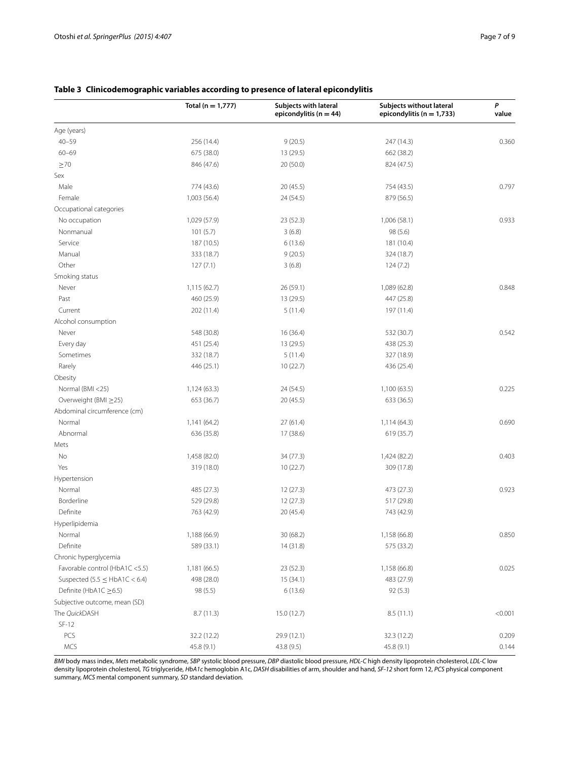**Table 3 Clinicodemographic variables according to presence of lateral epicondylitis**

| | Total (n = 1,777) | Subjects with lateral epicondylitis (n = 44) | Subjects without lateral epicondylitis (n = 1,733) | *P* value |
|---|---|---|---|---|
| Age (years) | | | | |
| 40–59 | 256 (14.4) | 9 (20.5) | 247 (14.3) | 0.360 |
| 60–69 | 675 (38.0) | 13 (29.5) | 662 (38.2) | |
| ≥70 | 846 (47.6) | 20 (50.0) | 824 (47.5) | |
| Sex | | | | |
| Male | 774 (43.6) | 20 (45.5) | 754 (43.5) | 0.797 |
| Female | 1,003 (56.4) | 24 (54.5) | 879 (56.5) | |
| Occupational categories | | | | |
| No occupation | 1,029 (57.9) | 23 (52.3) | 1,006 (58.1) | 0.933 |
| Nonmanual | 101 (5.7) | 3 (6.8) | 98 (5.6) | |
| Service | 187 (10.5) | 6 (13.6) | 181 (10.4) | |
| Manual | 333 (18.7) | 9 (20.5) | 324 (18.7) | |
| Other | 127 (7.1) | 3 (6.8) | 124 (7.2) | |
| Smoking status | | | | |
| Never | 1,115 (62.7) | 26 (59.1) | 1,089 (62.8) | 0.848 |
| Past | 460 (25.9) | 13 (29.5) | 447 (25.8) | |
| Current | 202 (11.4) | 5 (11.4) | 197 (11.4) | |
| Alcohol consumption | | | | |
| Never | 548 (30.8) | 16 (36.4) | 532 (30.7) | 0.542 |
| Every day | 451 (25.4) | 13 (29.5) | 438 (25.3) | |
| Sometimes | 332 (18.7) | 5 (11.4) | 327 (18.9) | |
| Rarely | 446 (25.1) | 10 (22.7) | 436 (25.4) | |
| Obesity | | | | |
| Normal (BMI <25) | 1,124 (63.3) | 24 (54.5) | 1,100 (63.5) | 0.225 |
| Overweight (BMI ≥25) | 653 (36.7) | 20 (45.5) | 633 (36.5) | |
| Abdominal circumference (cm) | | | | |
| Normal | 1,141 (64.2) | 27 (61.4) | 1,114 (64.3) | 0.690 |
| Abnormal | 636 (35.8) | 17 (38.6) | 619 (35.7) | |
| Mets | | | | |
| No | 1,458 (82.0) | 34 (77.3) | 1,424 (82.2) | 0.403 |
| Yes | 319 (18.0) | 10 (22.7) | 309 (17.8) | |
| Hypertension | | | | |
| Normal | 485 (27.3) | 12 (27.3) | 473 (27.3) | 0.923 |
| Borderline | 529 (29.8) | 12 (27.3) | 517 (29.8) | |
| Definite | 763 (42.9) | 20 (45.4) | 743 (42.9) | |
| Hyperlipidemia | | | | |
| Normal | 1,188 (66.9) | 30 (68.2) | 1,158 (66.8) | 0.850 |
| Definite | 589 (33.1) | 14 (31.8) | 575 (33.2) | |
| Chronic hyperglycemia | | | | |
| Favorable control (HbA1C <5.5) | 1,181 (66.5) | 23 (52.3) | 1,158 (66.8) | 0.025 |
| Suspected (5.5 ≤ HbA1C < 6.4) | 498 (28.0) | 15 (34.1) | 483 (27.9) | |
| Definite (HbA1C ≥6.5) | 98 (5.5) | 6 (13.6) | 92 (5.3) | |
| Subjective outcome, mean (SD) | | | | |
| The *Quick*DASH | 8.7 (11.3) | 15.0 (12.7) | 8.5 (11.1) | <0.001 |
| SF-12 | | | | |
| PCS | 32.2 (12.2) | 29.9 (12.1) | 32.3 (12.2) | 0.209 |
| MCS | 45.8 (9.1) | 43.8 (9.5) | 45.8 (9.1) | 0.144 |

*BMI* body mass index, *Mets* metabolic syndrome, *SBP* systolic blood pressure, *DBP* diastolic blood pressure, *HDL-C* high density lipoprotein cholesterol, *LDL-C* low density lipoprotein cholesterol, *TG* triglyceride, *HbA1c* hemoglobin A1c, *DASH* disabilities of arm, shoulder and hand, *SF-12* short form 12, *PCS* physical component summary, *MCS* mental component summary, *SD* standard deviation.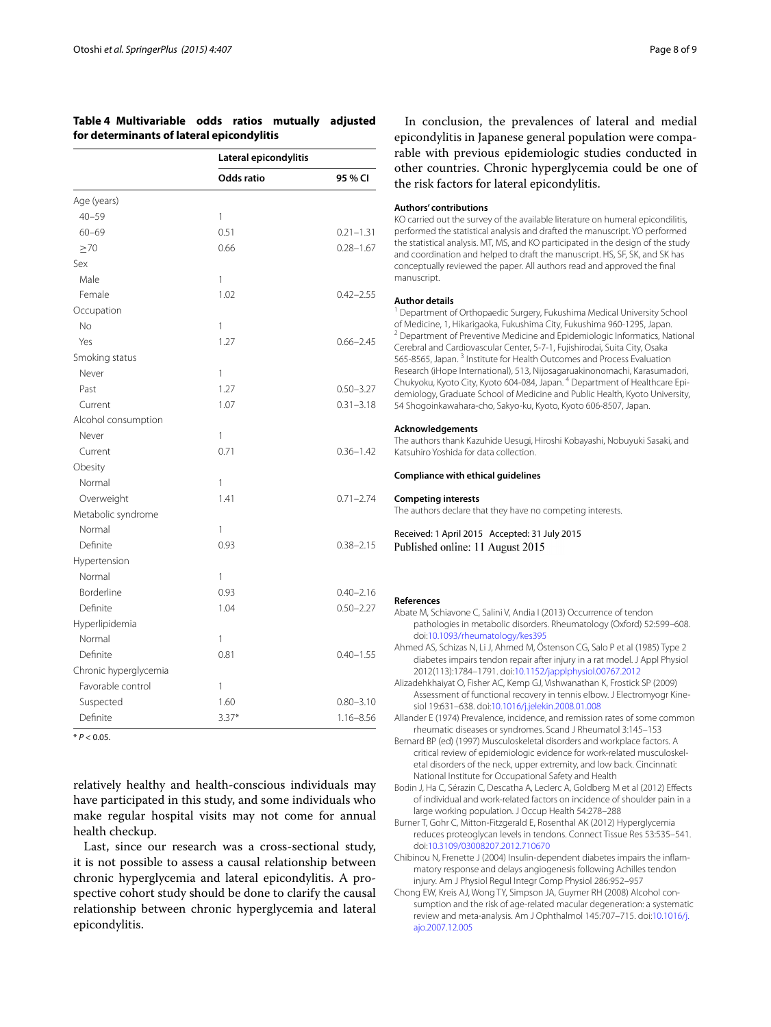**Table 4 Multivariable odds ratios mutually adjusted for determinants of lateral epicondylitis**

| | Lateral epicondylitis | |
|---|---|---|
| | Odds ratio | 95 % CI |
| Age (years) | | |
| 40–59 | 1 | |
| 60–69 | 0.51 | 0.21–1.31 |
| ≥70 | 0.66 | 0.28–1.67 |
| Sex | | |
| Male | 1 | |
| Female | 1.02 | 0.42–2.55 |
| Occupation | | |
| No | 1 | |
| Yes | 1.27 | 0.66–2.45 |
| Smoking status | | |
| Never | 1 | |
| Past | 1.27 | 0.50–3.27 |
| Current | 1.07 | 0.31–3.18 |
| Alcohol consumption | | |
| Never | 1 | |
| Current | 0.71 | 0.36–1.42 |
| Obesity | | |
| Normal | 1 | |
| Overweight | 1.41 | 0.71–2.74 |
| Metabolic syndrome | | |
| Normal | 1 | |
| Definite | 0.93 | 0.38–2.15 |
| Hypertension | | |
| Normal | 1 | |
| Borderline | 0.93 | 0.40–2.16 |
| Definite | 1.04 | 0.50–2.27 |
| Hyperlipidemia | | |
| Normal | 1 | |
| Definite | 0.81 | 0.40–1.55 |
| Chronic hyperglycemia | | |
| Favorable control | 1 | |
| Suspected | 1.60 | 0.80–3.10 |
| Definite | 3.37* | 1.16–8.56 |

* $P < 0.05$.

relatively healthy and health-conscious individuals may have participated in this study, and some individuals who make regular hospital visits may not come for annual health checkup.

Last, since our research was a cross-sectional study, it is not possible to assess a causal relationship between chronic hyperglycemia and lateral epicondylitis. A prospective cohort study should be done to clarify the causal relationship between chronic hyperglycemia and lateral epicondylitis.

In conclusion, the prevalences of lateral and medial epicondylitis in Japanese general population were comparable with previous epidemiologic studies conducted in other countries. Chronic hyperglycemia could be one of the risk factors for lateral epicondylitis.

#### Authors' contributions

KO carried out the survey of the available literature on humeral epicondilitis, performed the statistical analysis and drafted the manuscript. YO performed the statistical analysis. MT, MS, and KO participated in the design of the study and coordination and helped to draft the manuscript. HS, SF, SK, and SK has conceptually reviewed the paper. All authors read and approved the final manuscript.

#### Author details

[1] Department of Orthopaedic Surgery, Fukushima Medical University School of Medicine, 1, Hikarigaoka, Fukushima City, Fukushima 960-1295, Japan. [2] Department of Preventive Medicine and Epidemiologic Informatics, National Cerebral and Cardiovascular Center, 5-7-1, Fujishirodai, Suita City, Osaka 565-8565, Japan. [3] Institute for Health Outcomes and Process Evaluation Research (iHope International), 513, Nijosagaruakinonomachi, Karasumadori, Chukyoku, Kyoto City, Kyoto 604-084, Japan. [4] Department of Healthcare Epidemiology, Graduate School of Medicine and Public Health, Kyoto University, 54 Shogoinkawahara-cho, Sakyo-ku, Kyoto, Kyoto 606-8507, Japan.

#### Acknowledgements

The authors thank Kazuhide Uesugi, Hiroshi Kobayashi, Nobuyuki Sasaki, and Katsuhiro Yoshida for data collection.

#### Compliance with ethical guidelines

#### Competing interests

The authors declare that they have no competing interests.

Received: 1 April 2015 Accepted: 31 July 2015
Published online: 11 August 2015

#### References

- Abate M, Schiavone C, Salini V, Andia I (2013) Occurrence of tendon pathologies in metabolic disorders. Rheumatology (Oxford) 52:599–608. doi:10.1093/rheumatology/kes395
- Ahmed AS, Schizas N, Li J, Ahmed M, Östenson CG, Salo P et al (1985) Type 2 diabetes impairs tendon repair after injury in a rat model. J Appl Physiol 2012(113):1784–1791. doi:10.1152/japplphysiol.00767.2012
- Alizadehkhaiyat O, Fisher AC, Kemp GJ, Vishwanathan K, Frostick SP (2009) Assessment of functional recovery in tennis elbow. J Electromyogr Kinesiol 19:631–638. doi:10.1016/j.jelekin.2008.01.008
- Allander E (1974) Prevalence, incidence, and remission rates of some common rheumatic diseases or syndromes. Scand J Rheumatol 3:145–153
- Bernard BP (ed) (1997) Musculoskeletal disorders and workplace factors. A critical review of epidemiologic evidence for work-related musculoskeletal disorders of the neck, upper extremity, and low back. Cincinnati: National Institute for Occupational Safety and Health
- Bodin J, Ha C, Sérazin C, Descatha A, Leclerc A, Goldberg M et al (2012) Effects of individual and work-related factors on incidence of shoulder pain in a large working population. J Occup Health 54:278–288
- Burner T, Gohr C, Mitton-Fitzgerald E, Rosenthal AK (2012) Hyperglycemia reduces proteoglycan levels in tendons. Connect Tissue Res 53:535–541. doi:10.3109/03008207.2012.710670
- Chibinou N, Frenette J (2004) Insulin-dependent diabetes impairs the inflammatory response and delays angiogenesis following Achilles tendon injury. Am J Physiol Regul Integr Comp Physiol 286:952–957
- Chong EW, Kreis AJ, Wong TY, Simpson JA, Guymer RH (2008) Alcohol consumption and the risk of age-related macular degeneration: a systematic review and meta-analysis. Am J Ophthalmol 145:707–715. doi:10.1016/j.ajo.2007.12.005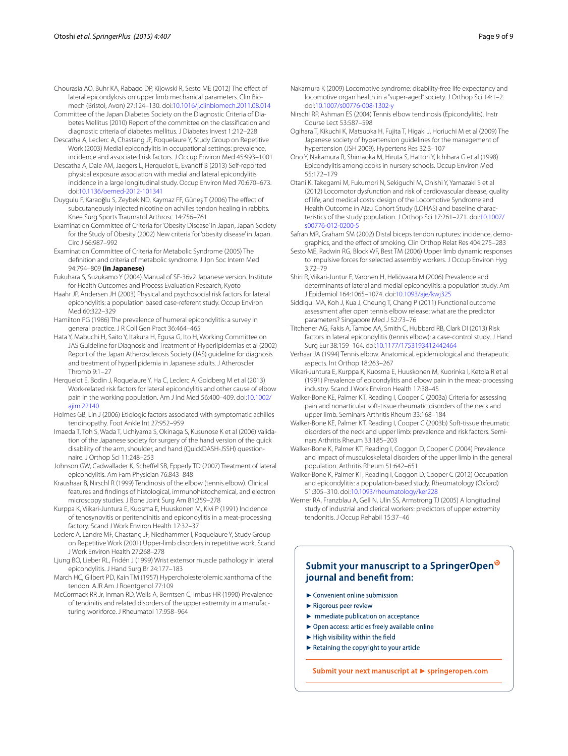Chourasia AO, Buhr KA, Rabago DP, Kijowski R, Sesto ME (2012) The effect of lateral epicondylosis on upper limb mechanical parameters. Clin Biomech (Bristol, Avon) 27:124–130. doi:10.1016/j.clinbiomech.2011.08.014

Committee of the Japan Diabetes Society on the Diagnostic Criteria of Diabetes Mellitus (2010) Report of the committee on the classification and diagnostic criteria of diabetes mellitus. J Diabetes Invest 1:212–228

Descatha A, Leclerc A, Chastang JF, Roquelaure Y, Study Group on Repetitive Work (2003) Medial epicondylitis in occupational settings: prevalence, incidence and associated risk factors. J Occup Environ Med 45:993–1001

Descatha A, Dale AM, Jaegers L, Herquelot E, Evanoff B (2013) Self-reported physical exposure association with medial and lateral epicondylitis incidence in a large longitudinal study. Occup Environ Med 70:670–673. doi:10.1136/oemed-2012-101341

Duygulu F, Karaoğlu S, Zeybek ND, Kaymaz FF, Güneş T (2006) The effect of subcutaneously injected nicotine on achilles tendon healing in rabbits. Knee Surg Sports Traumatol Arthrosc 14:756–761

Examination Committee of Criteria for 'Obesity Disease' in Japan, Japan Society for the Study of Obesity (2002) New criteria for 'obesity disease' in Japan. Circ J 66:987–992

Examination Committee of Criteria for Metabolic Syndrome (2005) The definition and criteria of metabolic syndrome. J Jpn Soc Intern Med 94:794–809 **(in Japanese)**

Fukuhara S, Suzukamo Y (2004) Manual of SF-36v2 Japanese version. Institute for Health Outcomes and Process Evaluation Research, Kyoto

Haahr JP, Andersen JH (2003) Physical and psychosocial risk factors for lateral epicondylitis: a population based case-referent study. Occup Environ Med 60:322–329

Hamilton PG (1986) The prevalence of humeral epicondylitis: a survey in general practice. J R Coll Gen Pract 36:464–465

Hata Y, Mabuchi H, Saito Y, Itakura H, Egusa G, Ito H, Working Committee on JAS Guideline for Diagnosis and Treatment of Hyperlipidemias et al (2002) Report of the Japan Atherosclerosis Society (JAS) guideline for diagnosis and treatment of hyperlipidemia in Japanese adults. J Atheroscler Thromb 9:1–27

Herquelot E, Bodin J, Roquelaure Y, Ha C, Leclerc A, Goldberg M et al (2013) Work-related risk factors for lateral epicondylitis and other cause of elbow pain in the working population. Am J Ind Med 56:400–409. doi:10.1002/ajim.22140

Holmes GB, Lin J (2006) Etiologic factors associated with symptomatic achilles tendinopathy. Foot Ankle Int 27:952–959

Imaeda T, Toh S, Wada T, Uchiyama S, Okinaga S, Kusunose K et al (2006) Validation of the Japanese society for surgery of the hand version of the quick disability of the arm, shoulder, and hand (QuickDASH-JSSH) questionnaire. J Orthop Sci 11:248–253

Johnson GW, Cadwallader K, Scheffel SB, Epperly TD (2007) Treatment of lateral epicondylitis. Am Fam Physician 76:843–848

Kraushaar B, Nirschl R (1999) Tendinosis of the elbow (tennis elbow). Clinical features and findings of histological, immunohistochemical, and electron microscopy studies. J Bone Joint Surg Am 81:259–278

Kurppa K, Viikari-Juntura E, Kuosma E, Huuskonen M, Kivi P (1991) Incidence of tenosynovitis or peritendinitis and epicondylitis in a meat-processing factory. Scand J Work Environ Health 17:32–37

Leclerc A, Landre MF, Chastang JF, Niedhammer I, Roquelaure Y, Study Group on Repetitive Work (2001) Upper-limb disorders in repetitive work. Scand J Work Environ Health 27:268–278

Ljung BO, Lieber RL, Fridén J (1999) Wrist extensor muscle pathology in lateral epicondylitis. J Hand Surg Br 24:177–183

March HC, Gilbert PD, Kain TM (1957) Hypercholesterolemic xanthoma of the tendon. AJR Am J Roentgenol 77:109

McCormack RR Jr, Inman RD, Wells A, Berntsen C, Imbus HR (1990) Prevalence of tendinitis and related disorders of the upper extremity in a manufacturing workforce. J Rheumatol 17:958–964

Nakamura K (2009) Locomotive syndrome: disability-free life expectancy and locomotive organ health in a "super-aged" society. J Orthop Sci 14:1–2. doi:10.1007/s00776-008-1302-y

Nirschl RP, Ashman ES (2004) Tennis elbow tendinosis (Epicondylitis). Instr Course Lect 53:587–598

Ogihara T, Kikuchi K, Matsuoka H, Fujita T, Higaki J, Horiuchi M et al (2009) The Japanese society of hypertension guidelines for the management of hypertension (JSH 2009). Hypertens Res 32:3–107

Ono Y, Nakamura R, Shimaoka M, Hiruta S, Hattori Y, Ichihara G et al (1998) Epicondylitis among cooks in nursery schools. Occup Environ Med 55:172–179

Otani K, Takegami M, Fukumori N, Sekiguchi M, Onishi Y, Yamazaki S et al (2012) Locomotor dysfunction and risk of cardiovascular disease, quality of life, and medical costs: design of the Locomotive Syndrome and Health Outcome in Aizu Cohort Study (LOHAS) and baseline characteristics of the study population. J Orthop Sci 17:261–271. doi:10.1007/s00776-012-0200-5

Safran MR, Graham SM (2002) Distal biceps tendon ruptures: incidence, demographics, and the effect of smoking. Clin Orthop Relat Res 404:275–283

Sesto ME, Radwin RG, Block WF, Best TM (2006) Upper limb dynamic responses to impulsive forces for selected assembly workers. J Occup Environ Hyg 3:72–79

Shiri R, Viikari-Juntur E, Varonen H, Heliövaara M (2006) Prevalence and determinants of lateral and medial epicondylitis: a population study. Am J Epidemiol 164:1065–1074. doi:10.1093/aje/kwj325

Siddiqui MA, Koh J, Kua J, Cheung T, Chang P (2011) Functional outcome assessment after open tennis elbow release: what are the predictor parameters? Singapore Med J 52:73–76

Titchener AG, Fakis A, Tambe AA, Smith C, Hubbard RB, Clark DI (2013) Risk factors in lateral epicondylitis (tennis elbow): a case-control study. J Hand Surg Eur 38:159–164. doi:10.1177/1753193412442464

Verhaar JA (1994) Tennis elbow. Anatomical, epidemiological and therapeutic aspects. Int Orthop 18:263–267

Viikari-Juntura E, Kurppa K, Kuosma E, Huuskonen M, Kuorinka I, Ketola R et al (1991) Prevalence of epicondylitis and elbow pain in the meat-processing industry. Scand J Work Environ Health 17:38–45

Walker-Bone KE, Palmer KT, Reading I, Cooper C (2003a) Criteria for assessing pain and nonarticular soft-tissue rheumatic disorders of the neck and upper limb. Seminars Arthritis Rheum 33:168–184

Walker-Bone KE, Palmer KT, Reading I, Cooper C (2003b) Soft-tissue rheumatic disorders of the neck and upper limb: prevalence and risk factors. Seminars Arthritis Rheum 33:185–203

Walker-Bone K, Palmer KT, Reading I, Coggon D, Cooper C (2004) Prevalence and impact of musculoskeletal disorders of the upper limb in the general population. Arthritis Rheum 51:642–651

Walker-Bone K, Palmer KT, Reading I, Coggon D, Cooper C (2012) Occupation and epicondylitis: a population-based study. Rheumatology (Oxford) 51:305–310. doi:10.1093/rheumatology/ker228

Werner RA, Franzblau A, Gell N, Ulin SS, Armstrong TJ (2005) A longitudinal study of industrial and clerical workers: predictors of upper extremity tendonitis. J Occup Rehabil 15:37–46

**Submit your manuscript to a SpringerOpen journal and benefit from:**

- ► Convenient online submission
- ► Rigorous peer review
- ► Immediate publication on acceptance
- ► Open access: articles freely available online
- ► High visibility within the field
- ► Retaining the copyright to your article

**Submit your next manuscript at ► springeropen.com**